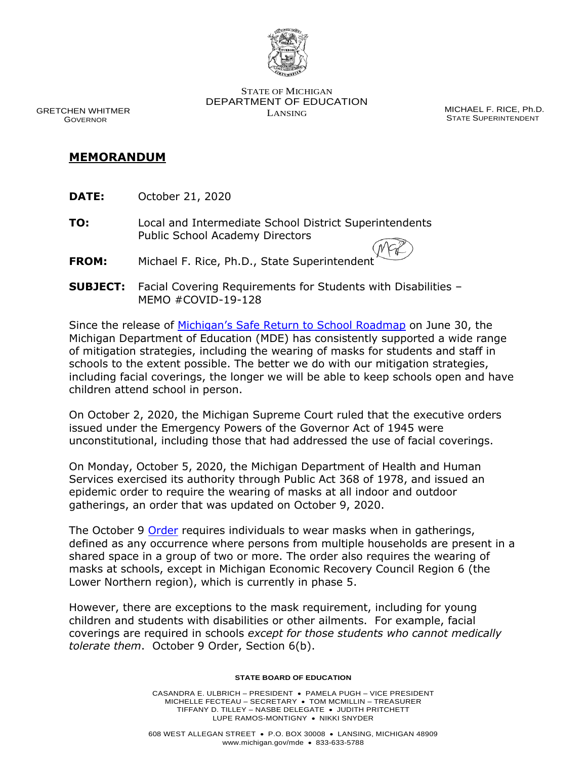STATE OF MICHIGAN
DEPARTMENT OF EDUCATION
LANSING

GRETCHEN WHITMER
GOVERNOR

MICHAEL F. RICE, Ph.D.
STATE SUPERINTENDENT

# MEMORANDUM

**DATE:** October 21, 2020

**TO:** Local and Intermediate School District Superintendents
Public School Academy Directors

**FROM:** Michael F. Rice, Ph.D., State Superintendent

**SUBJECT:** Facial Covering Requirements for Students with Disabilities – MEMO #COVID-19-128

Since the release of Michigan's Safe Return to School Roadmap on June 30, the Michigan Department of Education (MDE) has consistently supported a wide range of mitigation strategies, including the wearing of masks for students and staff in schools to the extent possible. The better we do with our mitigation strategies, including facial coverings, the longer we will be able to keep schools open and have children attend school in person.

On October 2, 2020, the Michigan Supreme Court ruled that the executive orders issued under the Emergency Powers of the Governor Act of 1945 were unconstitutional, including those that had addressed the use of facial coverings.

On Monday, October 5, 2020, the Michigan Department of Health and Human Services exercised its authority through Public Act 368 of 1978, and issued an epidemic order to require the wearing of masks at all indoor and outdoor gatherings, an order that was updated on October 9, 2020.

The October 9 Order requires individuals to wear masks when in gatherings, defined as any occurrence where persons from multiple households are present in a shared space in a group of two or more. The order also requires the wearing of masks at schools, except in Michigan Economic Recovery Council Region 6 (the Lower Northern region), which is currently in phase 5.

However, there are exceptions to the mask requirement, including for young children and students with disabilities or other ailments. For example, facial coverings are required in schools *except for those students who cannot medically tolerate them*. October 9 Order, Section 6(b).

**STATE BOARD OF EDUCATION**

CASANDRA E. ULBRICH – PRESIDENT • PAMELA PUGH – VICE PRESIDENT
MICHELLE FECTEAU – SECRETARY • TOM MCMILLIN – TREASURER
TIFFANY D. TILLEY – NASBE DELEGATE • JUDITH PRITCHETT
LUPE RAMOS-MONTIGNY • NIKKI SNYDER

608 WEST ALLEGAN STREET • P.O. BOX 30008 • LANSING, MICHIGAN 48909
www.michigan.gov/mde • 833-633-5788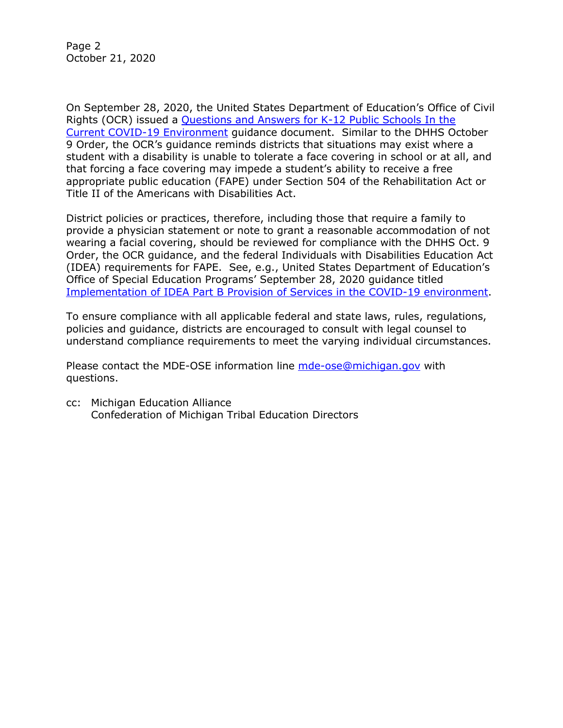On September 28, 2020, the United States Department of Education's Office of Civil Rights (OCR) issued a [Questions and Answers for K-12 Public Schools In the Current COVID-19 Environment]() guidance document. Similar to the DHHS October 9 Order, the OCR's guidance reminds districts that situations may exist where a student with a disability is unable to tolerate a face covering in school or at all, and that forcing a face covering may impede a student's ability to receive a free appropriate public education (FAPE) under Section 504 of the Rehabilitation Act or Title II of the Americans with Disabilities Act.

District policies or practices, therefore, including those that require a family to provide a physician statement or note to grant a reasonable accommodation of not wearing a facial covering, should be reviewed for compliance with the DHHS Oct. 9 Order, the OCR guidance, and the federal Individuals with Disabilities Education Act (IDEA) requirements for FAPE. See, e.g., United States Department of Education's Office of Special Education Programs' September 28, 2020 guidance titled [Implementation of IDEA Part B Provision of Services in the COVID-19 environment]().

To ensure compliance with all applicable federal and state laws, rules, regulations, policies and guidance, districts are encouraged to consult with legal counsel to understand compliance requirements to meet the varying individual circumstances.

Please contact the MDE-OSE information line [mde-ose@michigan.gov](mailto:mde-ose@michigan.gov) with questions.

cc: Michigan Education Alliance
Confederation of Michigan Tribal Education Directors